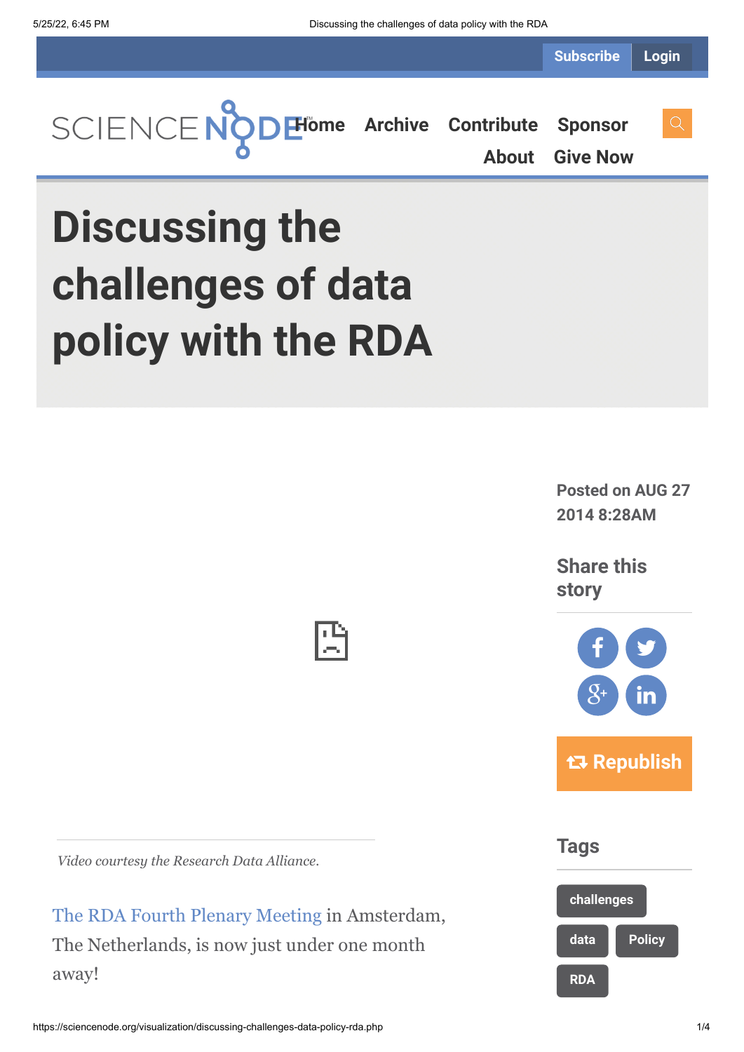# Discussing the challenges of data policy with the RDA

Posted on AUG 27 2014 8:28AM

*Video courtesy the Research Data Alliance.*

The RDA Fourth Plenary Meeting in Amsterdam, The Netherlands, is now just under one month away!

Tags: challenges, data, Policy, RDA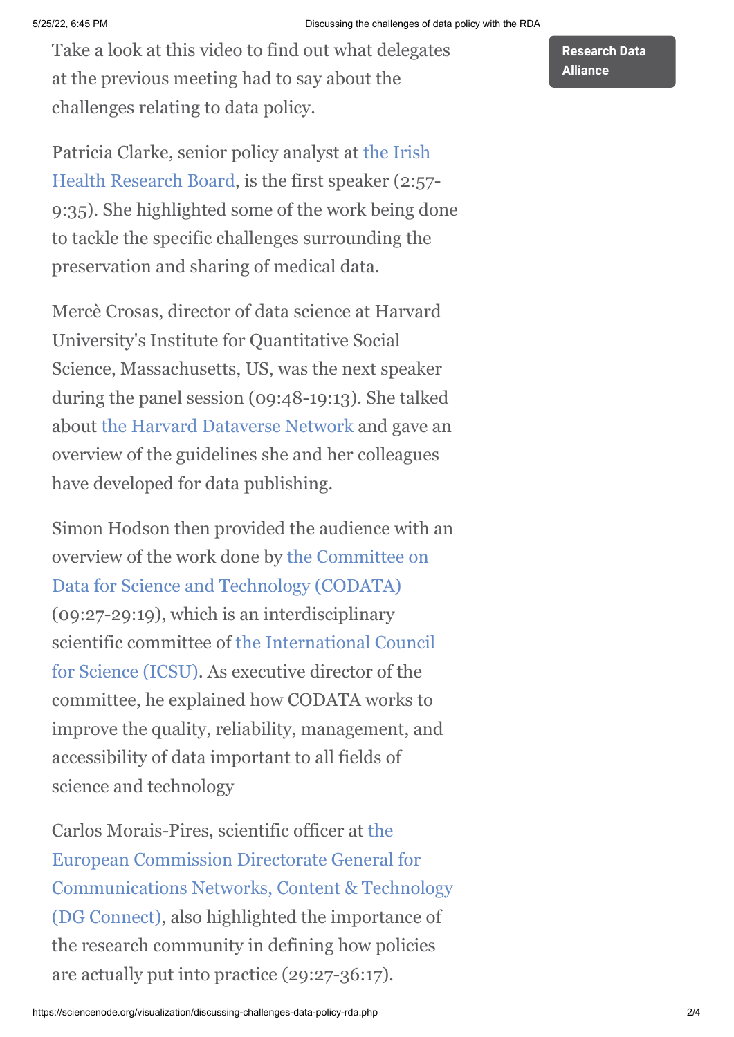Take a look at this video to find out what delegates at the previous meeting had to say about the challenges relating to data policy.

Patricia Clarke, senior policy analyst at the Irish Health Research Board, is the first speaker (2:57-9:35). She highlighted some of the work being done to tackle the specific challenges surrounding the preservation and sharing of medical data.

Mercè Crosas, director of data science at Harvard University's Institute for Quantitative Social Science, Massachusetts, US, was the next speaker during the panel session (09:48-19:13). She talked about the Harvard Dataverse Network and gave an overview of the guidelines she and her colleagues have developed for data publishing.

Simon Hodson then provided the audience with an overview of the work done by the Committee on Data for Science and Technology (CODATA) (09:27-29:19), which is an interdisciplinary scientific committee of the International Council for Science (ICSU). As executive director of the committee, he explained how CODATA works to improve the quality, reliability, management, and accessibility of data important to all fields of science and technology

Carlos Morais-Pires, scientific officer at the European Commission Directorate General for Communications Networks, Content & Technology (DG Connect), also highlighted the importance of the research community in defining how policies are actually put into practice (29:27-36:17).

Research Data Alliance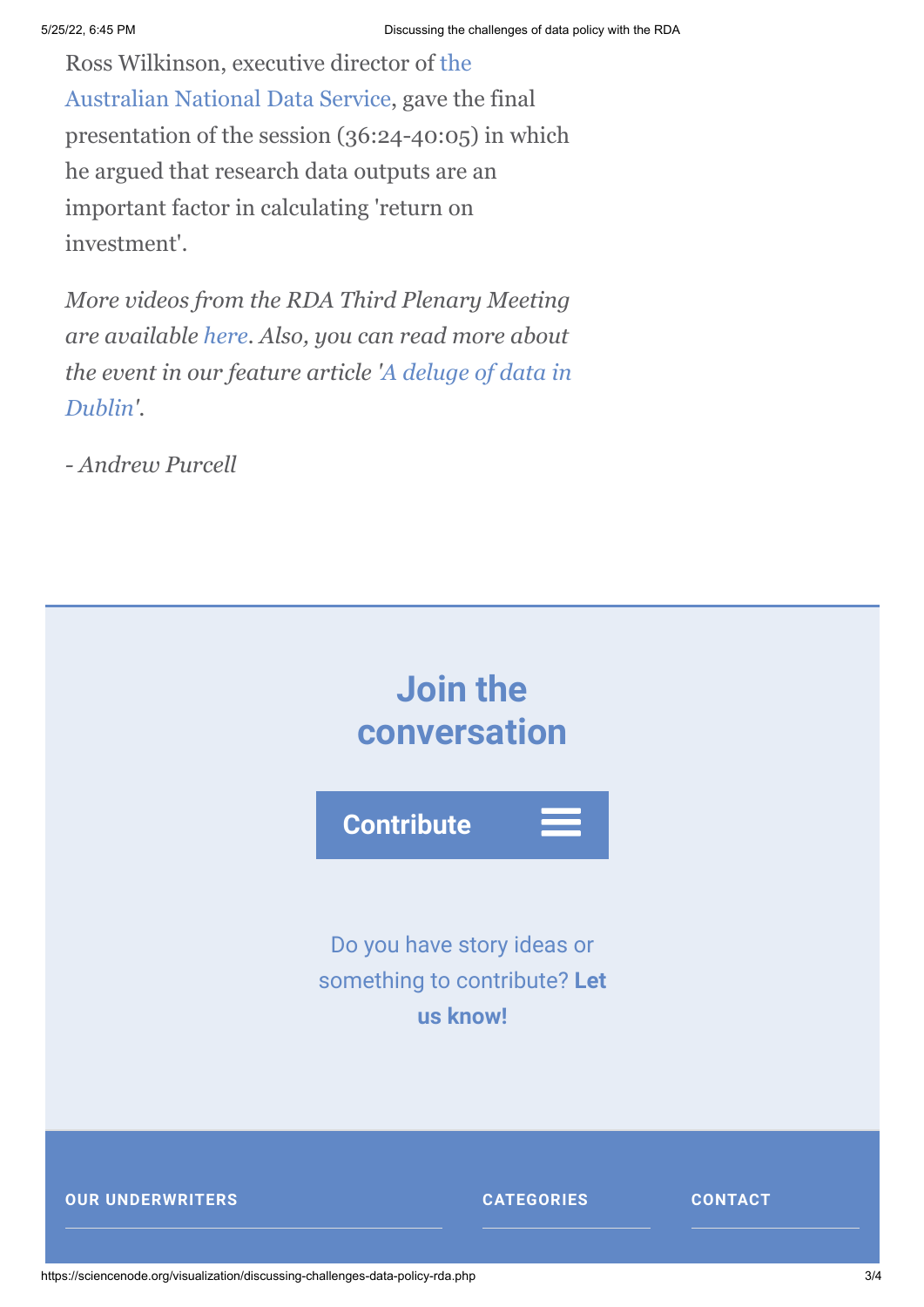Ross Wilkinson, executive director of the Australian National Data Service, gave the final presentation of the session (36:24-40:05) in which he argued that research data outputs are an important factor in calculating 'return on investment'.

*More videos from the RDA Third Plenary Meeting are available here. Also, you can read more about the event in our feature article 'A deluge of data in Dublin'.*

*- Andrew Purcell*

## Join the conversation

**Contribute**

Do you have story ideas or something to contribute? **Let us know!**

**OUR UNDERWRITERS**

**CATEGORIES**

**CONTACT**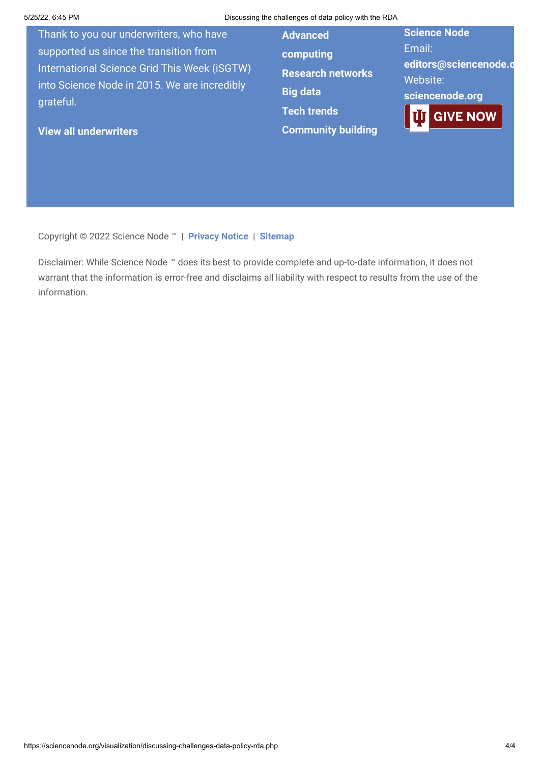Thank to you our underwriters, who have supported us since the transition from International Science Grid This Week (iSGTW) into Science Node in 2015. We are incredibly grateful.

**View all underwriters**

**Advanced computing**

**Research networks**

**Big data**

**Tech trends**

**Community building**

**Science Node**

Email: **editors@sciencenode.o**

Website: **sciencenode.org**

GIVE NOW

Copyright © 2022 Science Node ™ | **Privacy Notice** | **Sitemap**

Disclaimer: While Science Node ™ does its best to provide complete and up-to-date information, it does not warrant that the information is error-free and disclaims all liability with respect to results from the use of the information.